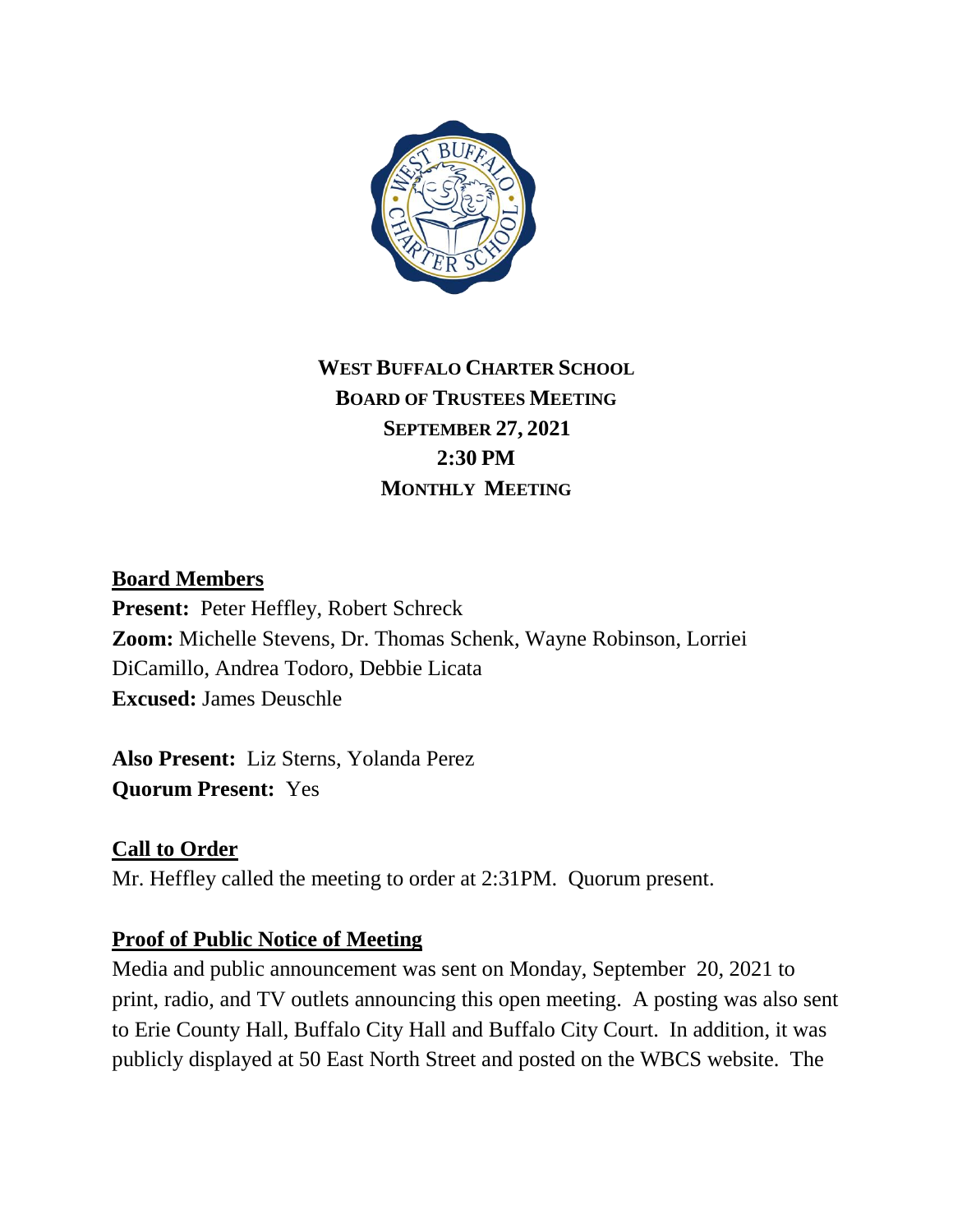**WEST BUFFALO CHARTER SCHOOL**
**BOARD OF TRUSTEES MEETING**
**SEPTEMBER 27, 2021**
**2:30 PM**
**MONTHLY MEETING**

## Board Members

**Present:** Peter Heffley, Robert Schreck
**Zoom:** Michelle Stevens, Dr. Thomas Schenk, Wayne Robinson, Lorriei DiCamillo, Andrea Todoro, Debbie Licata
**Excused:** James Deuschle

**Also Present:** Liz Sterns, Yolanda Perez
**Quorum Present:** Yes

## Call to Order

Mr. Heffley called the meeting to order at 2:31PM. Quorum present.

## Proof of Public Notice of Meeting

Media and public announcement was sent on Monday, September 20, 2021 to print, radio, and TV outlets announcing this open meeting. A posting was also sent to Erie County Hall, Buffalo City Hall and Buffalo City Court. In addition, it was publicly displayed at 50 East North Street and posted on the WBCS website. The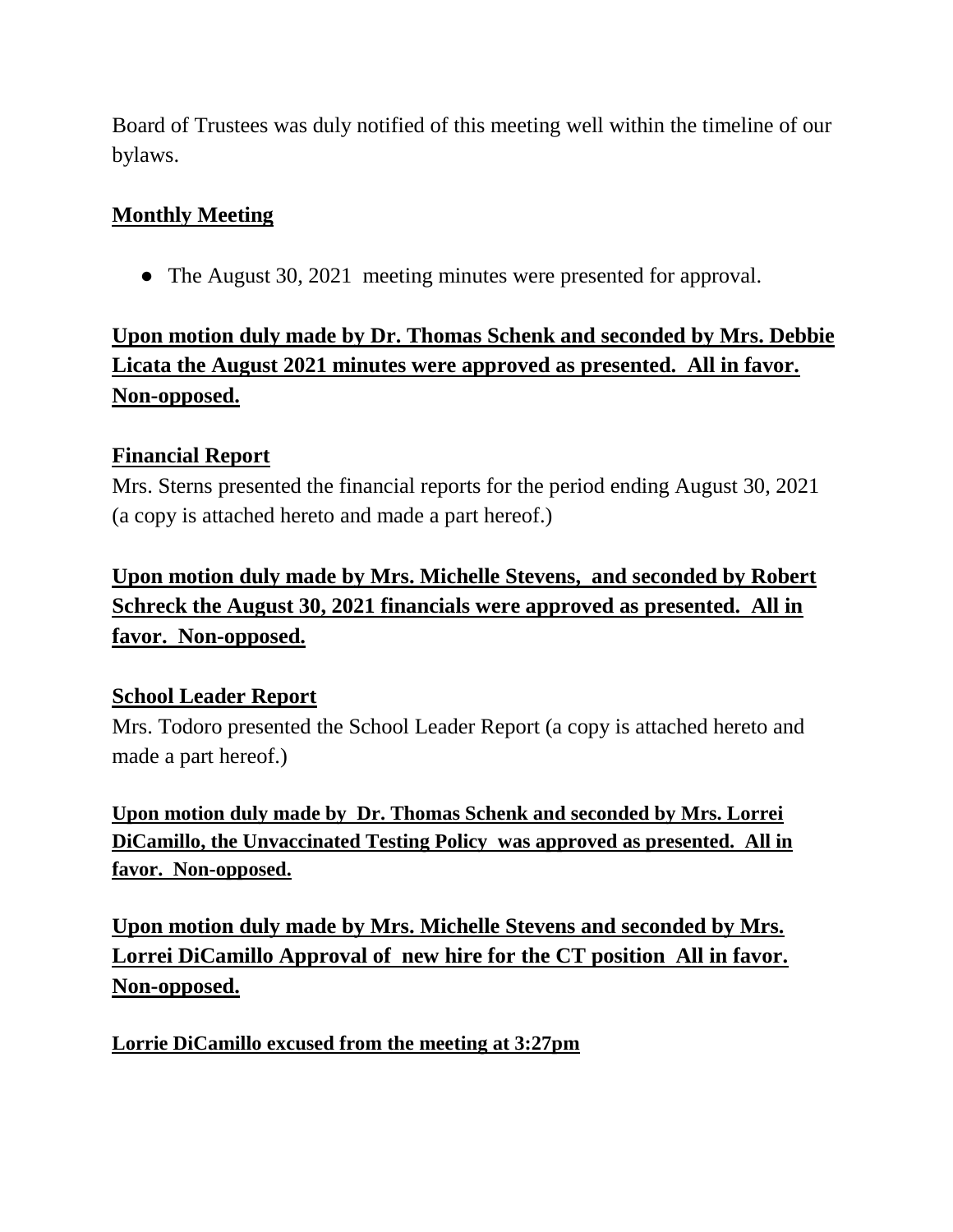Board of Trustees was duly notified of this meeting well within the timeline of our bylaws.

**Monthly Meeting**

- The August 30, 2021 meeting minutes were presented for approval.

**Upon motion duly made by Dr. Thomas Schenk and seconded by Mrs. Debbie Licata the August 2021 minutes were approved as presented. All in favor. Non-opposed.**

**Financial Report**

Mrs. Sterns presented the financial reports for the period ending August 30, 2021 (a copy is attached hereto and made a part hereof.)

**Upon motion duly made by Mrs. Michelle Stevens, and seconded by Robert Schreck the August 30, 2021 financials were approved as presented. All in favor. Non-opposed.**

**School Leader Report**

Mrs. Todoro presented the School Leader Report (a copy is attached hereto and made a part hereof.)

**Upon motion duly made by Dr. Thomas Schenk and seconded by Mrs. Lorrei DiCamillo, the Unvaccinated Testing Policy was approved as presented. All in favor. Non-opposed.**

**Upon motion duly made by Mrs. Michelle Stevens and seconded by Mrs. Lorrei DiCamillo Approval of new hire for the CT position All in favor. Non-opposed.**

**Lorrie DiCamillo excused from the meeting at 3:27pm**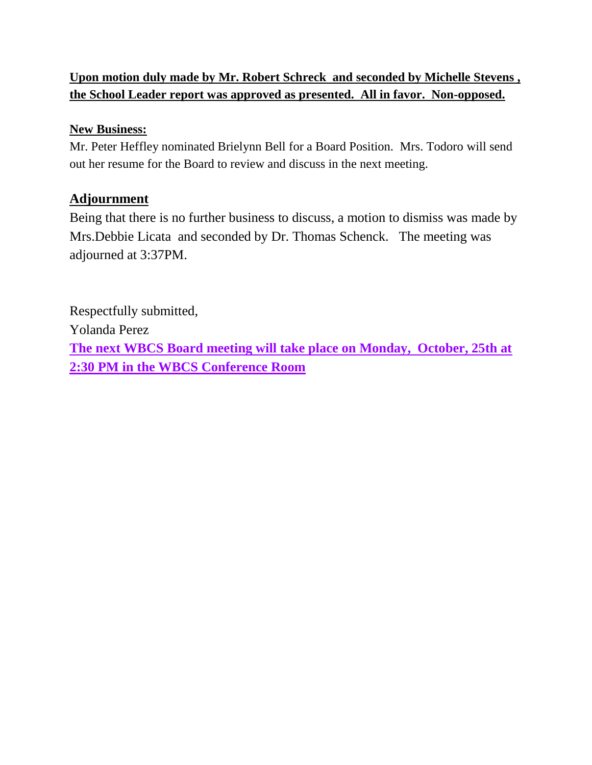**Upon motion duly made by Mr. Robert Schreck and seconded by Michelle Stevens , the School Leader report was approved as presented. All in favor. Non-opposed.**

**New Business:**

Mr. Peter Heffley nominated Brielynn Bell for a Board Position. Mrs. Todoro will send out her resume for the Board to review and discuss in the next meeting.

## Adjournment

Being that there is no further business to discuss, a motion to dismiss was made by Mrs.Debbie Licata and seconded by Dr. Thomas Schenck. The meeting was adjourned at 3:37PM.

Respectfully submitted,

Yolanda Perez

**The next WBCS Board meeting will take place on Monday, October, 25th at 2:30 PM in the WBCS Conference Room**